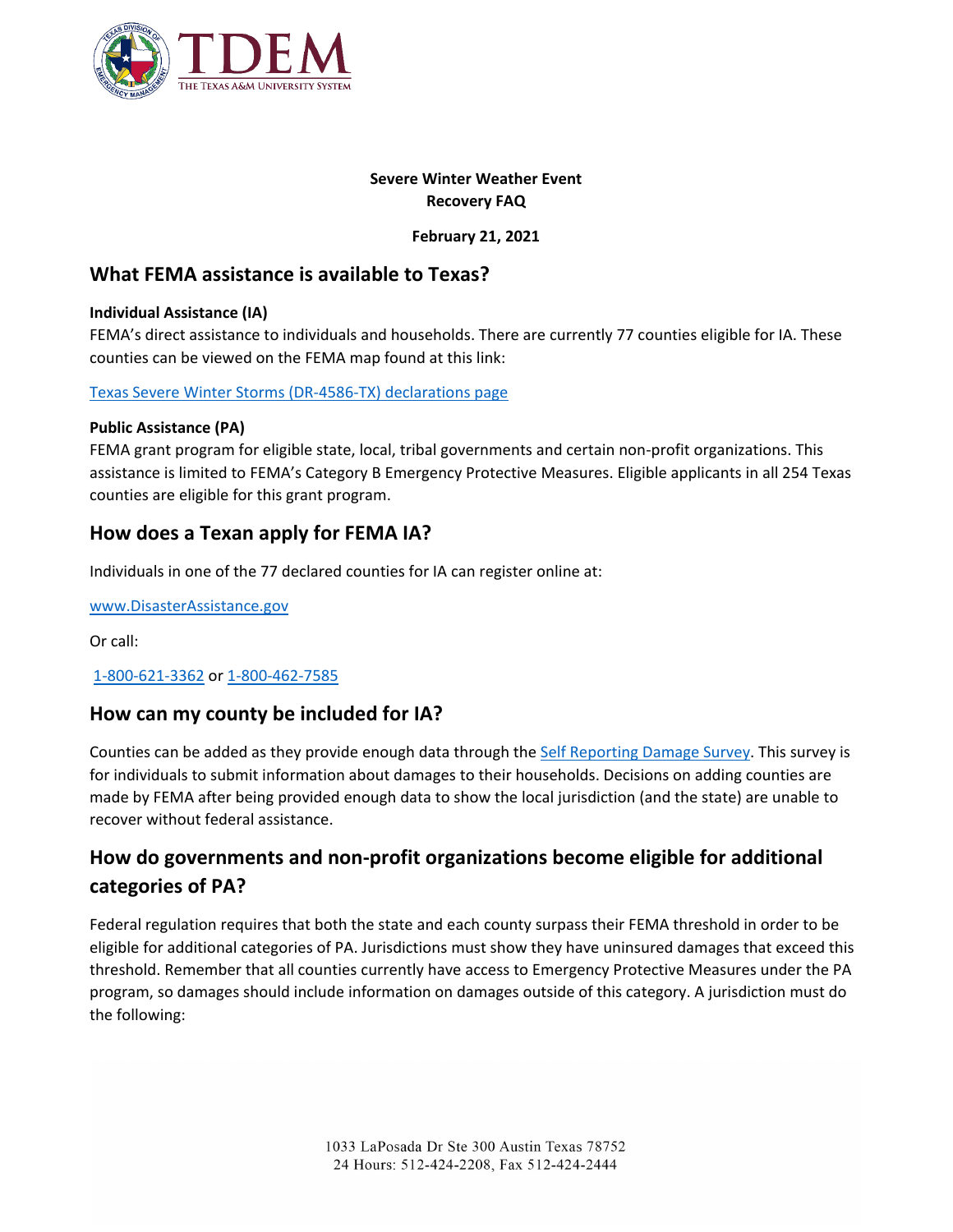**Severe Winter Weather Event**
**Recovery FAQ**

**February 21, 2021**

## What FEMA assistance is available to Texas?

**Individual Assistance (IA)**

FEMA's direct assistance to individuals and households. There are currently 77 counties eligible for IA. These counties can be viewed on the FEMA map found at this link:

[Texas Severe Winter Storms (DR-4586-TX) declarations page]()

**Public Assistance (PA)**

FEMA grant program for eligible state, local, tribal governments and certain non-profit organizations. This assistance is limited to FEMA's Category B Emergency Protective Measures. Eligible applicants in all 254 Texas counties are eligible for this grant program.

## How does a Texan apply for FEMA IA?

Individuals in one of the 77 declared counties for IA can register online at:

[www.DisasterAssistance.gov]()

Or call:

[1-800-621-3362]() or [1-800-462-7585]()

## How can my county be included for IA?

Counties can be added as they provide enough data through the [Self Reporting Damage Survey](). This survey is for individuals to submit information about damages to their households. Decisions on adding counties are made by FEMA after being provided enough data to show the local jurisdiction (and the state) are unable to recover without federal assistance.

## How do governments and non-profit organizations become eligible for additional categories of PA?

Federal regulation requires that both the state and each county surpass their FEMA threshold in order to be eligible for additional categories of PA. Jurisdictions must show they have uninsured damages that exceed this threshold. Remember that all counties currently have access to Emergency Protective Measures under the PA program, so damages should include information on damages outside of this category. A jurisdiction must do the following: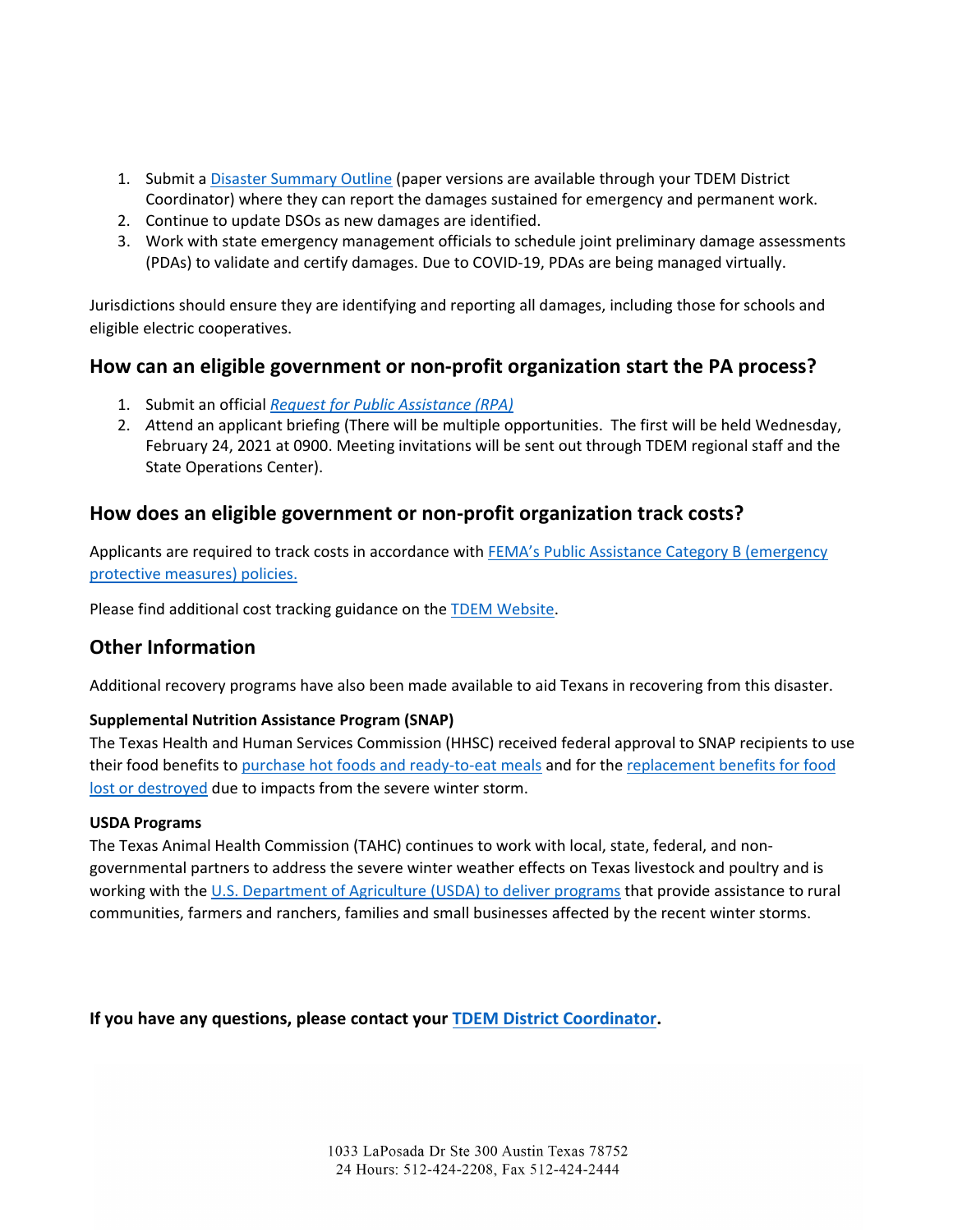1. Submit a Disaster Summary Outline (paper versions are available through your TDEM District Coordinator) where they can report the damages sustained for emergency and permanent work.
2. Continue to update DSOs as new damages are identified.
3. Work with state emergency management officials to schedule joint preliminary damage assessments (PDAs) to validate and certify damages. Due to COVID-19, PDAs are being managed virtually.

Jurisdictions should ensure they are identifying and reporting all damages, including those for schools and eligible electric cooperatives.

## How can an eligible government or non-profit organization start the PA process?

1. Submit an official *Request for Public Assistance (RPA)*
2. *A*ttend an applicant briefing (There will be multiple opportunities. The first will be held Wednesday, February 24, 2021 at 0900. Meeting invitations will be sent out through TDEM regional staff and the State Operations Center).

## How does an eligible government or non-profit organization track costs?

Applicants are required to track costs in accordance with FEMA's Public Assistance Category B (emergency protective measures) policies.

Please find additional cost tracking guidance on the TDEM Website.

## Other Information

Additional recovery programs have also been made available to aid Texans in recovering from this disaster.

#### Supplemental Nutrition Assistance Program (SNAP)

The Texas Health and Human Services Commission (HHSC) received federal approval to SNAP recipients to use their food benefits to purchase hot foods and ready-to-eat meals and for the replacement benefits for food lost or destroyed due to impacts from the severe winter storm.

#### USDA Programs

The Texas Animal Health Commission (TAHC) continues to work with local, state, federal, and non-governmental partners to address the severe winter weather effects on Texas livestock and poultry and is working with the U.S. Department of Agriculture (USDA) to deliver programs that provide assistance to rural communities, farmers and ranchers, families and small businesses affected by the recent winter storms.

**If you have any questions, please contact your TDEM District Coordinator.**

1033 LaPosada Dr Ste 300 Austin Texas 78752
24 Hours: 512-424-2208, Fax 512-424-2444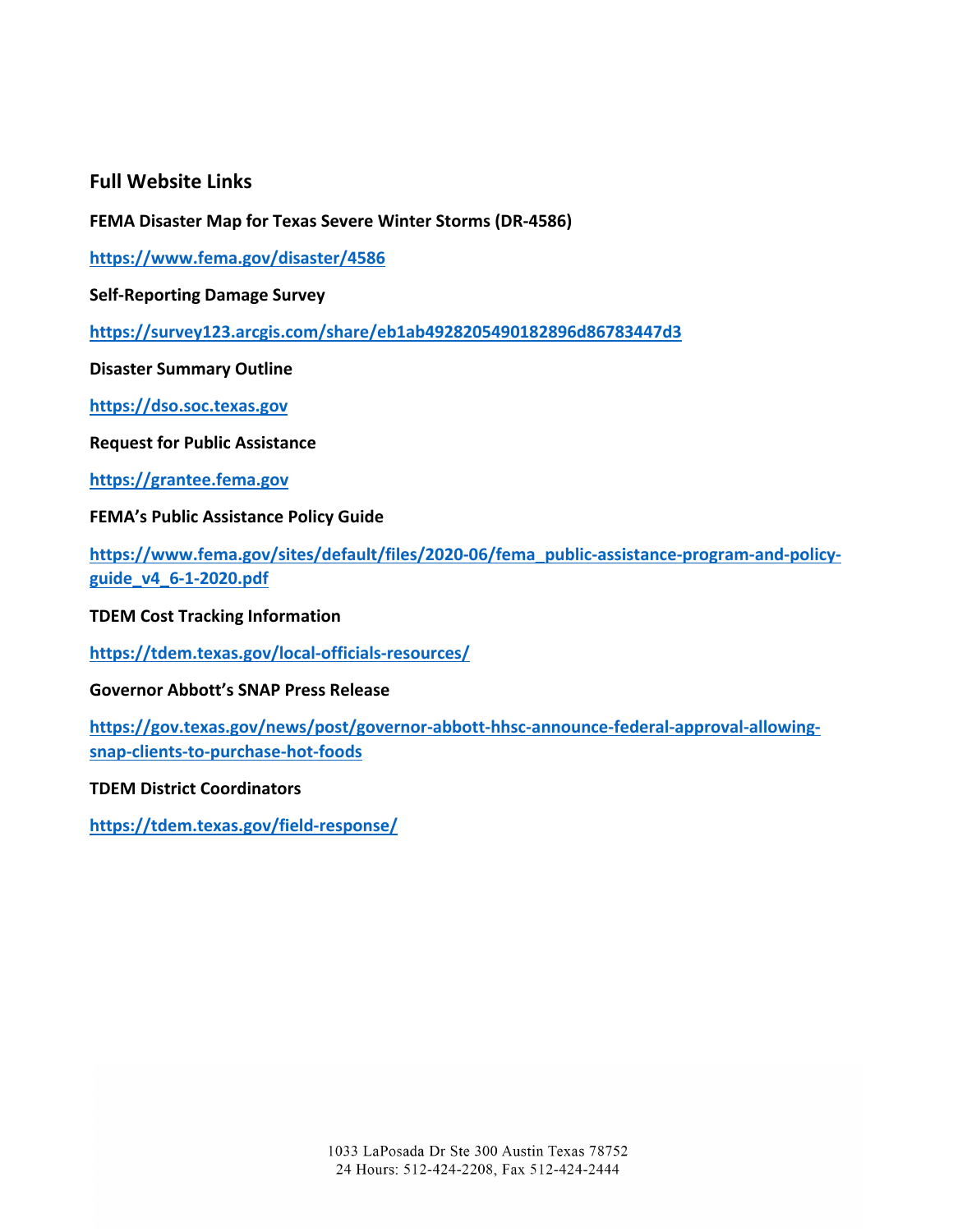## Full Website Links

**FEMA Disaster Map for Texas Severe Winter Storms (DR-4586)**

https://www.fema.gov/disaster/4586

**Self-Reporting Damage Survey**

https://survey123.arcgis.com/share/eb1ab4928205490182896d86783447d3

**Disaster Summary Outline**

https://dso.soc.texas.gov

**Request for Public Assistance**

https://grantee.fema.gov

**FEMA's Public Assistance Policy Guide**

https://www.fema.gov/sites/default/files/2020-06/fema_public-assistance-program-and-policy-guide_v4_6-1-2020.pdf

**TDEM Cost Tracking Information**

https://tdem.texas.gov/local-officials-resources/

**Governor Abbott's SNAP Press Release**

https://gov.texas.gov/news/post/governor-abbott-hhsc-announce-federal-approval-allowing-snap-clients-to-purchase-hot-foods

**TDEM District Coordinators**

https://tdem.texas.gov/field-response/